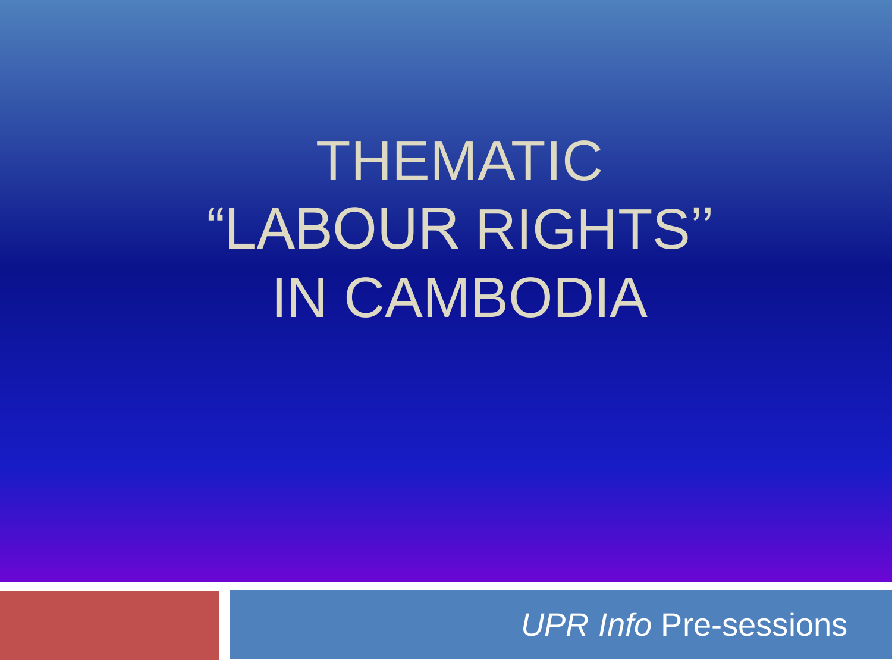# THEMATIC “LABOUR RIGHTS” IN CAMBODIA

*UPR Info* Pre-sessions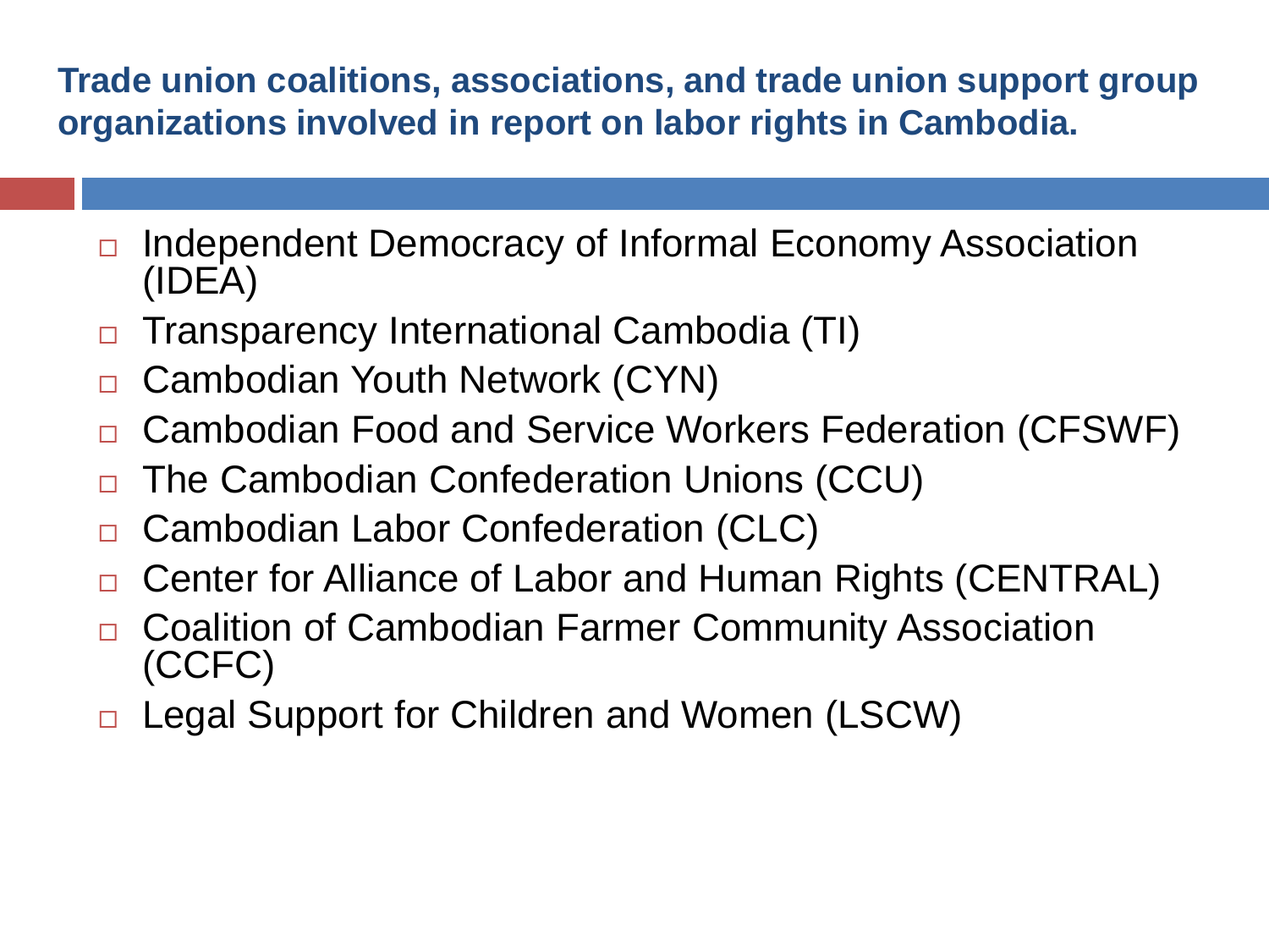**Trade union coalitions, associations, and trade union support group organizations involved in report on labor rights in Cambodia.**

- Independent Democracy of Informal Economy Association (IDEA)
- Transparency International Cambodia (TI)
- Cambodian Youth Network (CYN)
- Cambodian Food and Service Workers Federation (CFSWF)
- The Cambodian Confederation Unions (CCU)
- Cambodian Labor Confederation (CLC)
- Center for Alliance of Labor and Human Rights (CENTRAL)
- Coalition of Cambodian Farmer Community Association (CCFC)
- Legal Support for Children and Women (LSCW)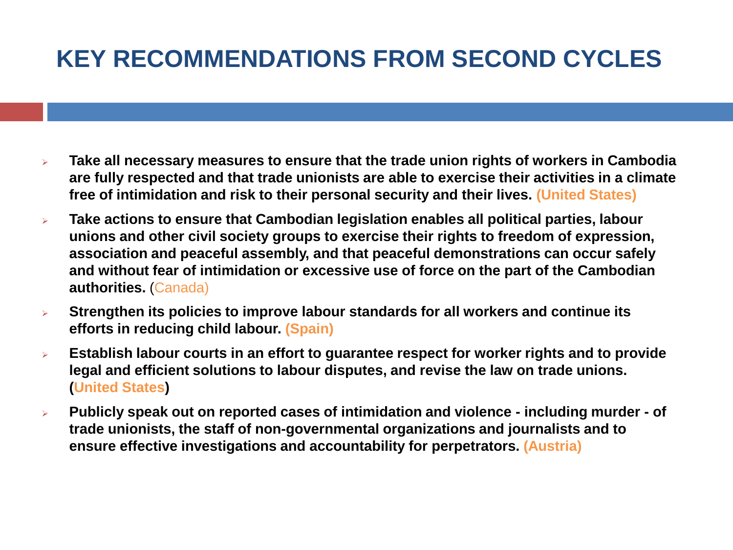# KEY RECOMMENDATIONS FROM SECOND CYCLES

- **Take all necessary measures to ensure that the trade union rights of workers in Cambodia are fully respected and that trade unionists are able to exercise their activities in a climate free of intimidation and risk to their personal security and their lives. (United States)**
- **Take actions to ensure that Cambodian legislation enables all political parties, labour unions and other civil society groups to exercise their rights to freedom of expression, association and peaceful assembly, and that peaceful demonstrations can occur safely and without fear of intimidation or excessive use of force on the part of the Cambodian authorities.** (Canada)
- **Strengthen its policies to improve labour standards for all workers and continue its efforts in reducing child labour. (Spain)**
- **Establish labour courts in an effort to guarantee respect for worker rights and to provide legal and efficient solutions to labour disputes, and revise the law on trade unions. (United States)**
- **Publicly speak out on reported cases of intimidation and violence - including murder - of trade unionists, the staff of non-governmental organizations and journalists and to ensure effective investigations and accountability for perpetrators. (Austria)**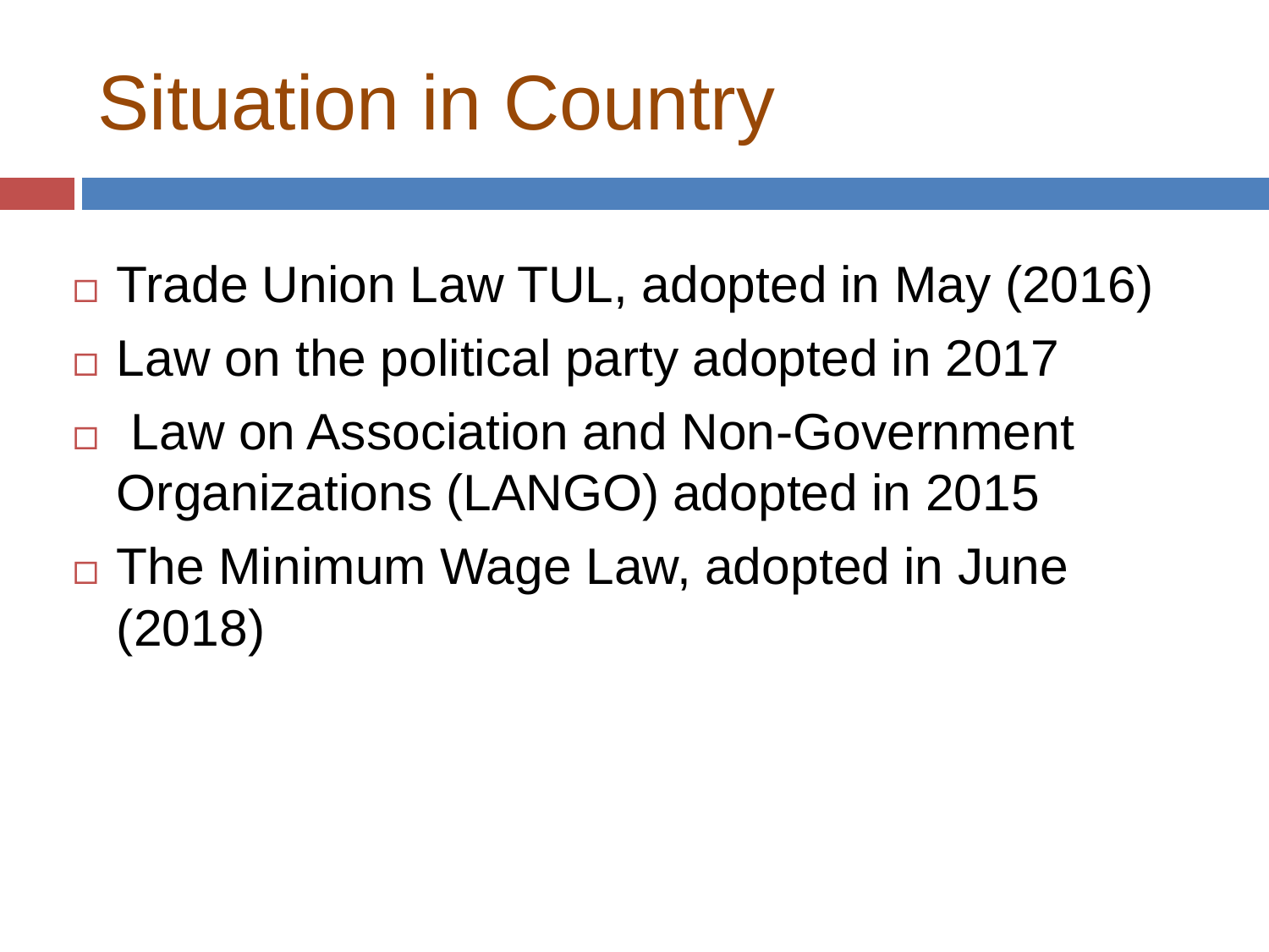# Situation in Country

- Trade Union Law TUL, adopted in May (2016)
- Law on the political party adopted in 2017
- Law on Association and Non-Government Organizations (LANGO) adopted in 2015
- The Minimum Wage Law, adopted in June (2018)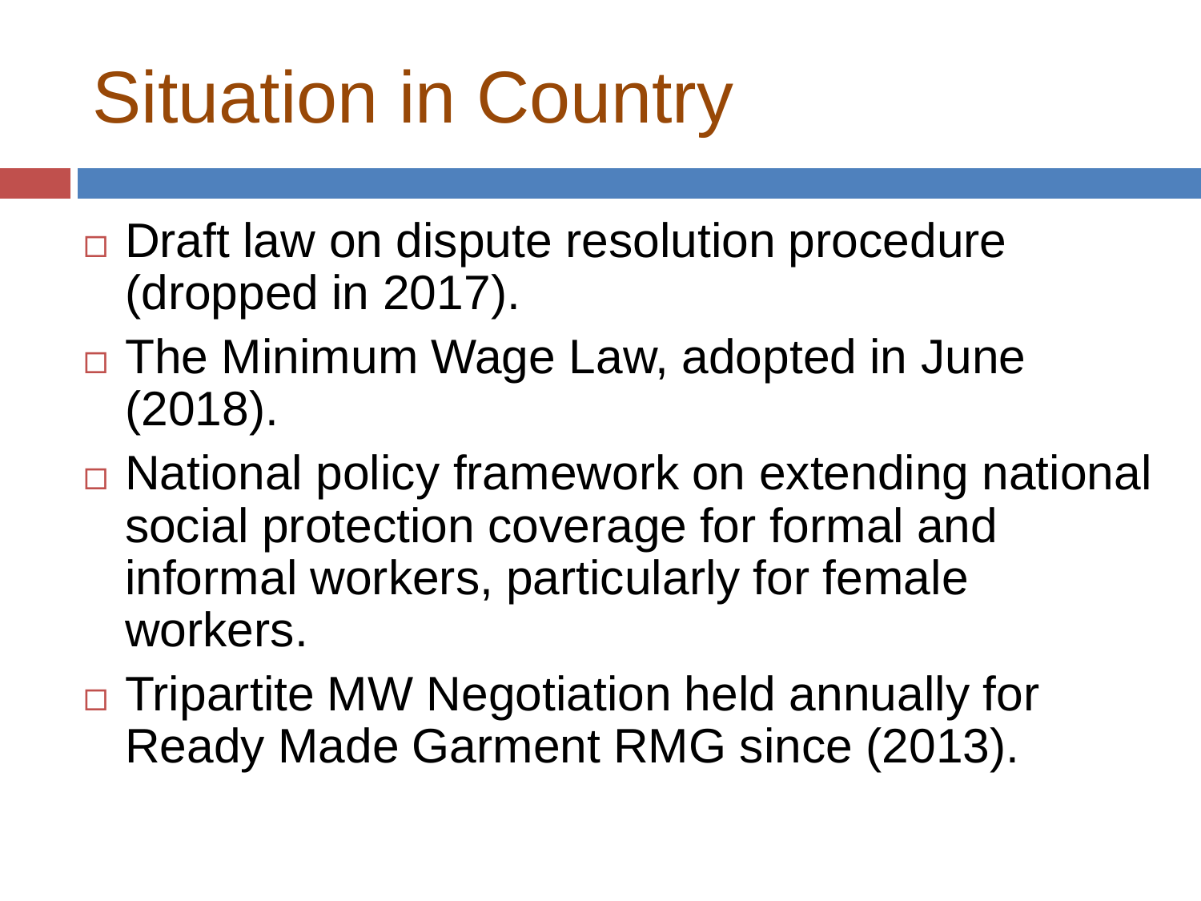# Situation in Country

- Draft law on dispute resolution procedure (dropped in 2017).
- The Minimum Wage Law, adopted in June (2018).
- National policy framework on extending national social protection coverage for formal and informal workers, particularly for female workers.
- Tripartite MW Negotiation held annually for Ready Made Garment RMG since (2013).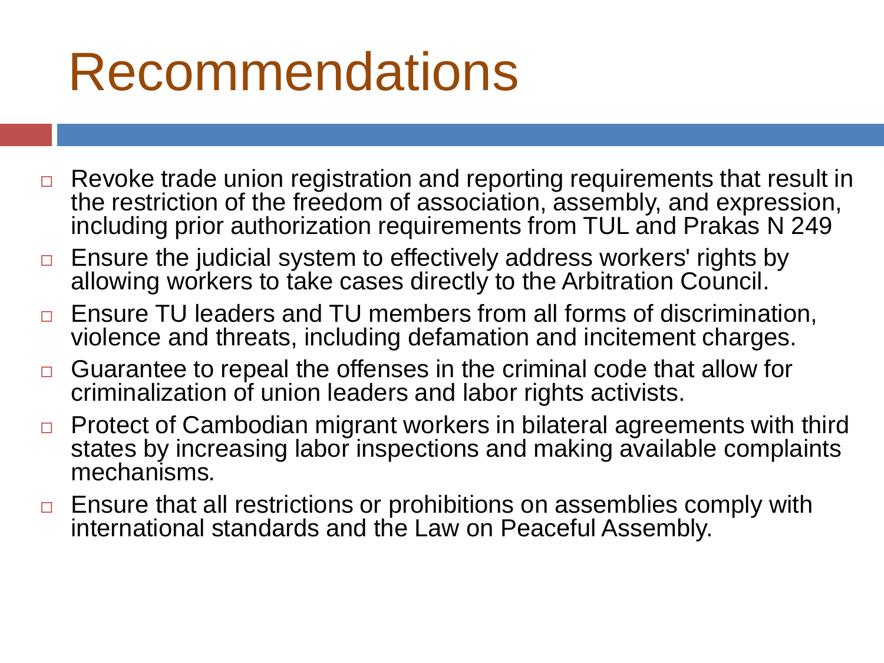# Recommendations

- Revoke trade union registration and reporting requirements that result in the restriction of the freedom of association, assembly, and expression, including prior authorization requirements from TUL and Prakas N 249
- Ensure the judicial system to effectively address workers' rights by allowing workers to take cases directly to the Arbitration Council.
- Ensure TU leaders and TU members from all forms of discrimination, violence and threats, including defamation and incitement charges.
- Guarantee to repeal the offenses in the criminal code that allow for criminalization of union leaders and labor rights activists.
- Protect of Cambodian migrant workers in bilateral agreements with third states by increasing labor inspections and making available complaints mechanisms.
- Ensure that all restrictions or prohibitions on assemblies comply with international standards and the Law on Peaceful Assembly.